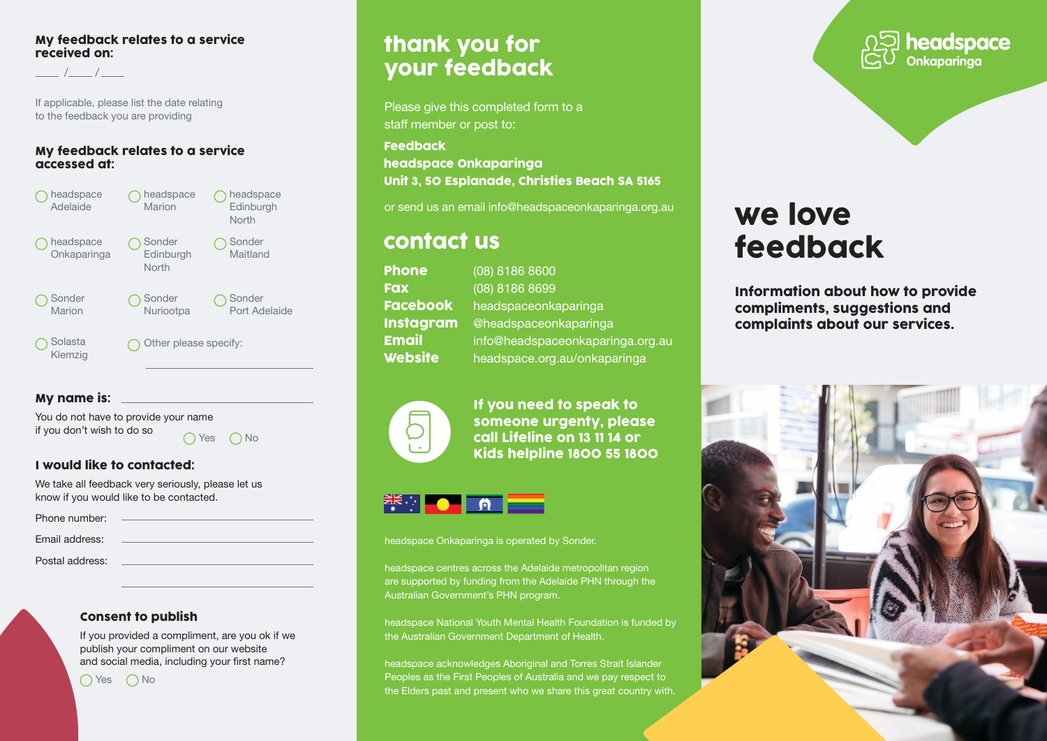### My feedback relates to a service received on:

\_\_\_\_ /\_\_\_\_ /\_\_\_\_

If applicable, please list the date relating to the feedback you are providing

### My feedback relates to a service accessed at:

- ◯ headspace Adelaide
- ◯ headspace Marion
- ◯ headspace Edinburgh North
- ◯ headspace Onkaparinga
- ◯ Sonder Edinburgh North
- ◯ Sonder Maitland
- ◯ Sonder Marion
- ◯ Sonder Nuriootpa
- ◯ Sonder Port Adelaide
- ◯ Solasta Klemzig
- ◯ Other please specify: \_\_\_\_\_\_\_\_\_\_\_\_\_\_\_\_

### My name is: \_\_\_\_\_\_\_\_\_\_\_\_\_\_\_\_

You do not have to provide your name if you don't wish to do so ◯ Yes ◯ No

### I would like to contacted:

We take all feedback very seriously, please let us know if you would like to be contacted.

Phone number: \_\_\_\_\_\_\_\_\_\_\_\_\_\_\_\_

Email address: \_\_\_\_\_\_\_\_\_\_\_\_\_\_\_\_

Postal address: \_\_\_\_\_\_\_\_\_\_\_\_\_\_\_\_

\_\_\_\_\_\_\_\_\_\_\_\_\_\_\_\_

### Consent to publish

If you provided a compliment, are you ok if we publish your compliment on our website and social media, including your first name?

◯ Yes ◯ No

## thank you for your feedback

Please give this completed form to a staff member or post to:

**Feedback**
**headspace Onkaparinga**
**Unit 3, 50 Esplanade, Christies Beach SA 5165**

or send us an email info@headspaceonkaparinga.org.au

## contact us

| | |
|---|---|
| **Phone** | (08) 8186 8600 |
| **Fax** | (08) 8186 8699 |
| **Facebook** | headspaceonkaparinga |
| **Instagram** | @headspaceonkaparinga |
| **Email** | info@headspaceonkaparinga.org.au |
| **Website** | headspace.org.au/onkaparinga |

**If you need to speak to someone urgenty, please call Lifeline on 13 11 14 or Kids helpline 1800 55 1800**

headspace Onkaparinga is operated by Sonder.

headspace centres across the Adelaide metropolitan region are supported by funding from the Adelaide PHN through the Australian Government's PHN program.

headspace National Youth Mental Health Foundation is funded by the Australian Government Department of Health.

headspace acknowledges Aboriginal and Torres Strait Islander Peoples as the First Peoples of Australia and we pay respect to the Elders past and present who we share this great country with.

headspace Onkaparinga

# we love feedback

**Information about how to provide compliments, suggestions and complaints about our services.**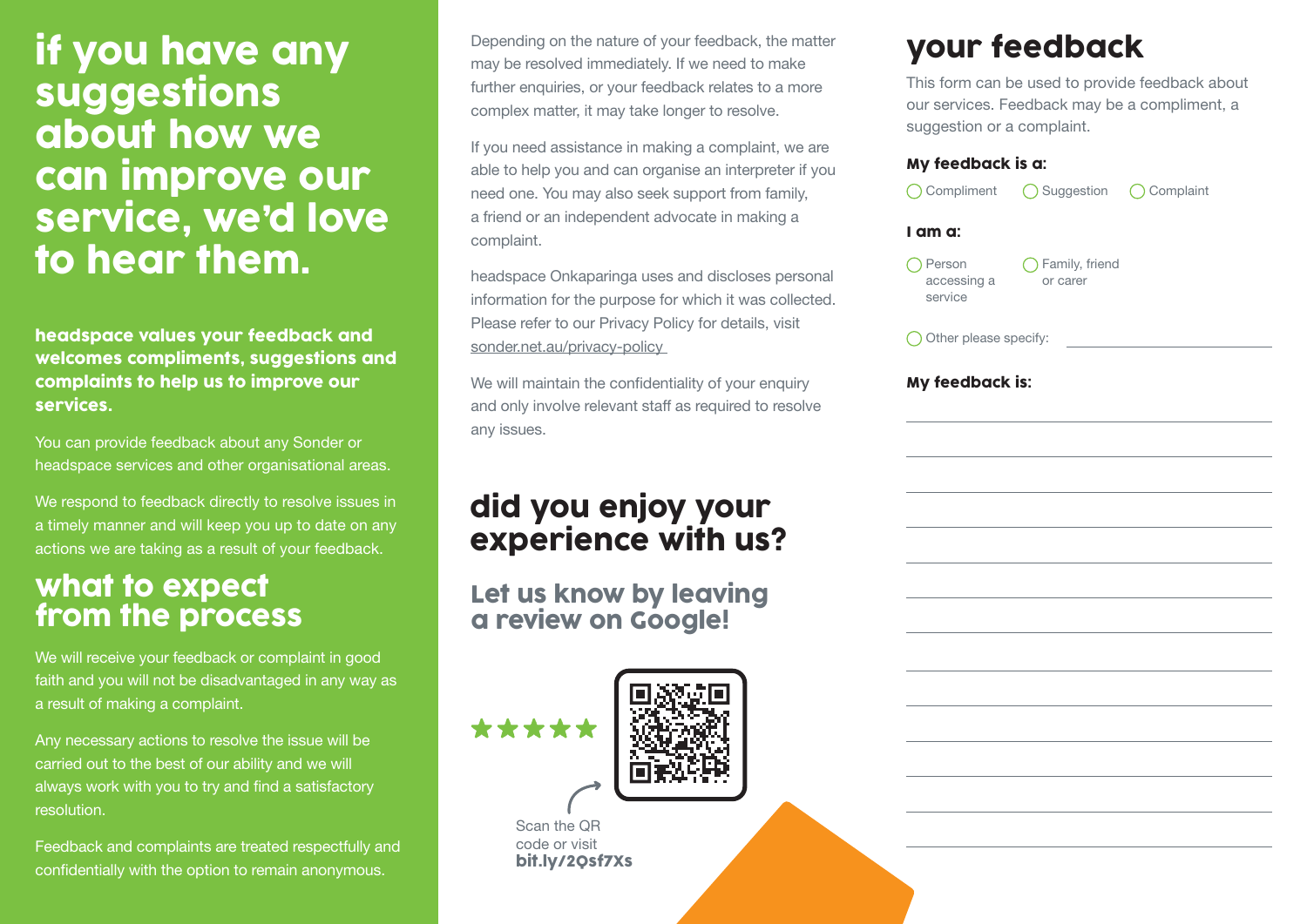# if you have any suggestions about how we can improve our service, we'd love to hear them.

**headspace values your feedback and welcomes compliments, suggestions and complaints to help us to improve our services.**

You can provide feedback about any Sonder or headspace services and other organisational areas.

We respond to feedback directly to resolve issues in a timely manner and will keep you up to date on any actions we are taking as a result of your feedback.

## what to expect from the process

We will receive your feedback or complaint in good faith and you will not be disadvantaged in any way as a result of making a complaint.

Any necessary actions to resolve the issue will be carried out to the best of our ability and we will always work with you to try and find a satisfactory resolution.

Feedback and complaints are treated respectfully and confidentially with the option to remain anonymous.

Depending on the nature of your feedback, the matter may be resolved immediately. If we need to make further enquiries, or your feedback relates to a more complex matter, it may take longer to resolve.

If you need assistance in making a complaint, we are able to help you and can organise an interpreter if you need one. You may also seek support from family, a friend or an independent advocate in making a complaint.

headspace Onkaparinga uses and discloses personal information for the purpose for which it was collected. Please refer to our Privacy Policy for details, visit sonder.net.au/privacy-policy

We will maintain the confidentiality of your enquiry and only involve relevant staff as required to resolve any issues.

## did you enjoy your experience with us?

### Let us know by leaving a review on Google!

★★★★★

Scan the QR code or visit
**bit.ly/2Qsf7Xs**

## your feedback

This form can be used to provide feedback about our services. Feedback may be a compliment, a suggestion or a complaint.

**My feedback is a:**

◯ Compliment ◯ Suggestion ◯ Complaint

**I am a:**

◯ Person accessing a service ◯ Family, friend or carer

◯ Other please specify: ____________________

**My feedback is:**

____________________________________________

____________________________________________

____________________________________________

____________________________________________

____________________________________________

____________________________________________

____________________________________________

____________________________________________

____________________________________________

____________________________________________

____________________________________________

____________________________________________

____________________________________________